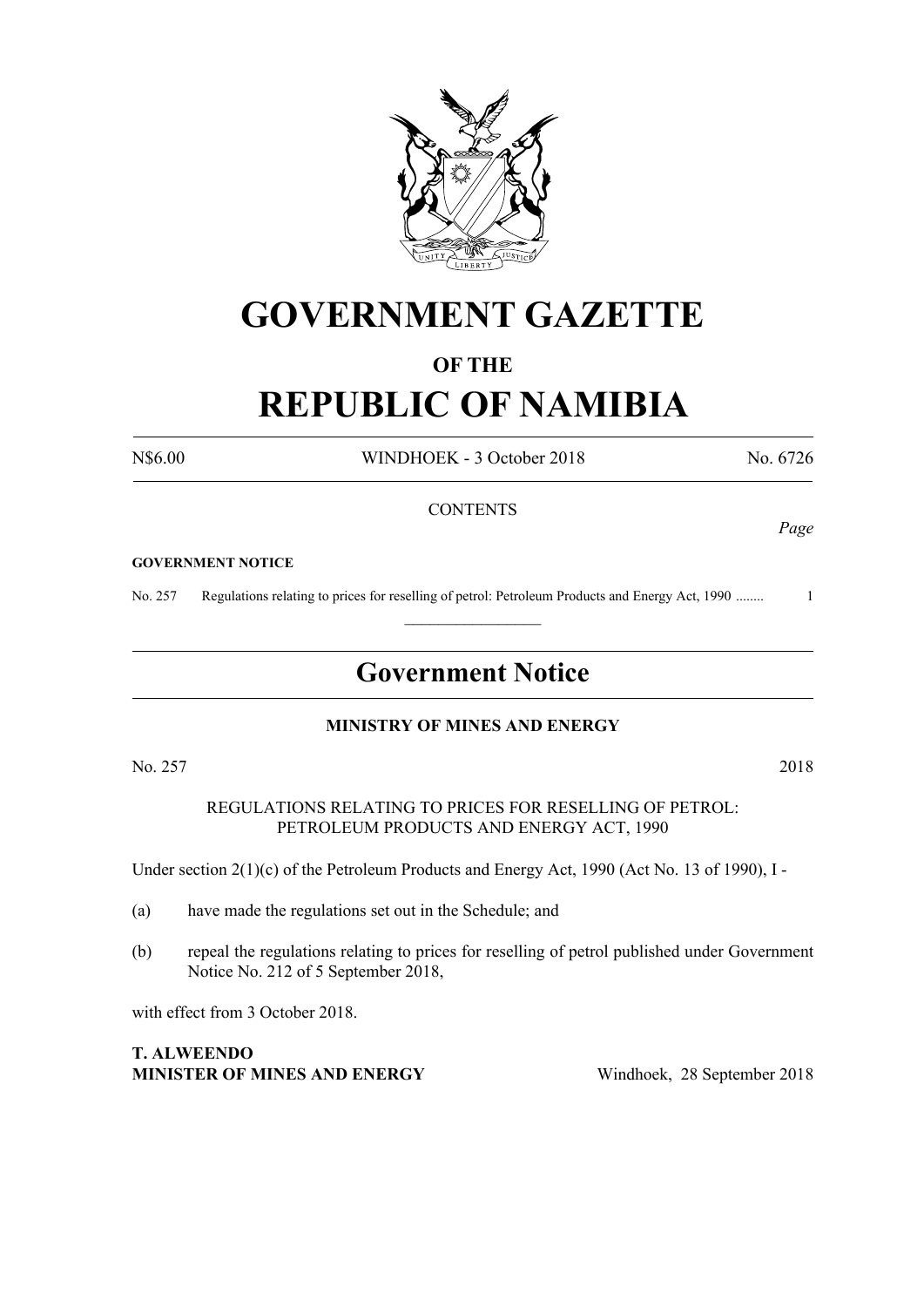# GOVERNMENT GAZETTE

## OF THE

# REPUBLIC OF NAMIBIA

N$6.00 WINDHOEK - 3 October 2018 No. 6726

CONTENTS

*Page*

**GOVERNMENT NOTICE**

No. 257 Regulations relating to prices for reselling of petrol: Petroleum Products and Energy Act, 1990 ........ 1

---

## Government Notice

**MINISTRY OF MINES AND ENERGY**

No. 257 2018

REGULATIONS RELATING TO PRICES FOR RESELLING OF PETROL: PETROLEUM PRODUCTS AND ENERGY ACT, 1990

Under section 2(1)(c) of the Petroleum Products and Energy Act, 1990 (Act No. 13 of 1990), I -

(a) have made the regulations set out in the Schedule; and

(b) repeal the regulations relating to prices for reselling of petrol published under Government Notice No. 212 of 5 September 2018,

with effect from 3 October 2018.

**T. ALWEENDO**
**MINISTER OF MINES AND ENERGY** Windhoek, 28 September 2018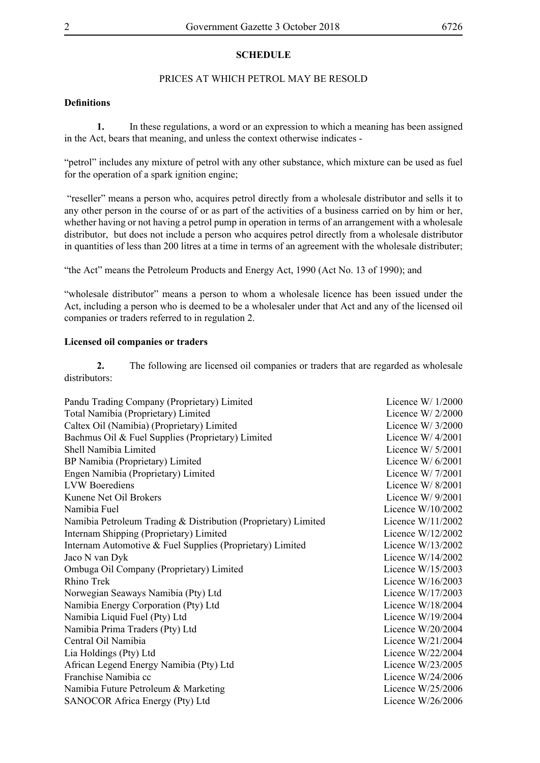## SCHEDULE

PRICES AT WHICH PETROL MAY BE RESOLD

**Definitions**

**1.** In these regulations, a word or an expression to which a meaning has been assigned in the Act, bears that meaning, and unless the context otherwise indicates -

"petrol" includes any mixture of petrol with any other substance, which mixture can be used as fuel for the operation of a spark ignition engine;

"reseller" means a person who, acquires petrol directly from a wholesale distributor and sells it to any other person in the course of or as part of the activities of a business carried on by him or her, whether having or not having a petrol pump in operation in terms of an arrangement with a wholesale distributor, but does not include a person who acquires petrol directly from a wholesale distributor in quantities of less than 200 litres at a time in terms of an agreement with the wholesale distributer;

"the Act" means the Petroleum Products and Energy Act, 1990 (Act No. 13 of 1990); and

"wholesale distributor" means a person to whom a wholesale licence has been issued under the Act, including a person who is deemed to be a wholesaler under that Act and any of the licensed oil companies or traders referred to in regulation 2.

**Licensed oil companies or traders**

**2.** The following are licensed oil companies or traders that are regarded as wholesale distributors:

| | |
|---|---|
| Pandu Trading Company (Proprietary) Limited | Licence W/ 1/2000 |
| Total Namibia (Proprietary) Limited | Licence W/ 2/2000 |
| Caltex Oil (Namibia) (Proprietary) Limited | Licence W/ 3/2000 |
| Bachmus Oil & Fuel Supplies (Proprietary) Limited | Licence W/ 4/2001 |
| Shell Namibia Limited | Licence W/ 5/2001 |
| BP Namibia (Proprietary) Limited | Licence W/ 6/2001 |
| Engen Namibia (Proprietary) Limited | Licence W/ 7/2001 |
| LVW Boerediens | Licence W/ 8/2001 |
| Kunene Net Oil Brokers | Licence W/ 9/2001 |
| Namibia Fuel | Licence W/10/2002 |
| Namibia Petroleum Trading & Distribution (Proprietary) Limited | Licence W/11/2002 |
| Internam Shipping (Proprietary) Limited | Licence W/12/2002 |
| Internam Automotive & Fuel Supplies (Proprietary) Limited | Licence W/13/2002 |
| Jaco N van Dyk | Licence W/14/2002 |
| Ombuga Oil Company (Proprietary) Limited | Licence W/15/2003 |
| Rhino Trek | Licence W/16/2003 |
| Norwegian Seaways Namibia (Pty) Ltd | Licence W/17/2003 |
| Namibia Energy Corporation (Pty) Ltd | Licence W/18/2004 |
| Namibia Liquid Fuel (Pty) Ltd | Licence W/19/2004 |
| Namibia Prima Traders (Pty) Ltd | Licence W/20/2004 |
| Central Oil Namibia | Licence W/21/2004 |
| Lia Holdings (Pty) Ltd | Licence W/22/2004 |
| African Legend Energy Namibia (Pty) Ltd | Licence W/23/2005 |
| Franchise Namibia cc | Licence W/24/2006 |
| Namibia Future Petroleum & Marketing | Licence W/25/2006 |
| SANOCOR Africa Energy (Pty) Ltd | Licence W/26/2006 |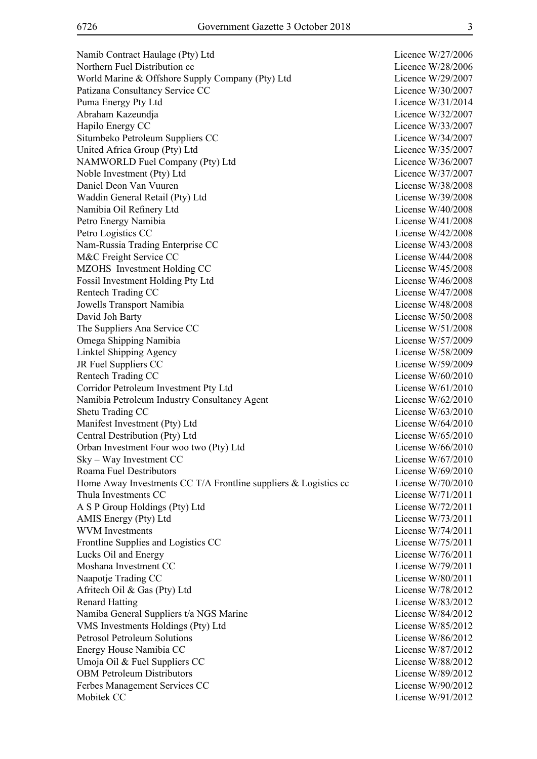| | |
|---|---|
| Namib Contract Haulage (Pty) Ltd | Licence W/27/2006 |
| Northern Fuel Distribution cc | Licence W/28/2006 |
| World Marine & Offshore Supply Company (Pty) Ltd | Licence W/29/2007 |
| Patizana Consultancy Service CC | Licence W/30/2007 |
| Puma Energy Pty Ltd | Licence W/31/2014 |
| Abraham Kazeundja | Licence W/32/2007 |
| Hapilo Energy CC | Licence W/33/2007 |
| Situmbeko Petroleum Suppliers CC | Licence W/34/2007 |
| United Africa Group (Pty) Ltd | Licence W/35/2007 |
| NAMWORLD Fuel Company (Pty) Ltd | Licence W/36/2007 |
| Noble Investment (Pty) Ltd | Licence W/37/2007 |
| Daniel Deon Van Vuuren | License W/38/2008 |
| Waddin General Retail (Pty) Ltd | License W/39/2008 |
| Namibia Oil Refinery Ltd | License W/40/2008 |
| Petro Energy Namibia | License W/41/2008 |
| Petro Logistics CC | License W/42/2008 |
| Nam-Russia Trading Enterprise CC | License W/43/2008 |
| M&C Freight Service CC | License W/44/2008 |
| MZOHS Investment Holding CC | License W/45/2008 |
| Fossil Investment Holding Pty Ltd | License W/46/2008 |
| Rentech Trading CC | License W/47/2008 |
| Jowells Transport Namibia | License W/48/2008 |
| David Joh Barty | License W/50/2008 |
| The Suppliers Ana Service CC | License W/51/2008 |
| Omega Shipping Namibia | License W/57/2009 |
| Linktel Shipping Agency | License W/58/2009 |
| JR Fuel Suppliers CC | License W/59/2009 |
| Rentech Trading CC | License W/60/2010 |
| Corridor Petroleum Investment Pty Ltd | License W/61/2010 |
| Namibia Petroleum Industry Consultancy Agent | License W/62/2010 |
| Shetu Trading CC | License W/63/2010 |
| Manifest Investment (Pty) Ltd | License W/64/2010 |
| Central Destribution (Pty) Ltd | License W/65/2010 |
| Orban Investment Four woo two (Pty) Ltd | License W/66/2010 |
| Sky – Way Investment CC | License W/67/2010 |
| Roama Fuel Destributors | License W/69/2010 |
| Home Away Investments CC T/A Frontline suppliers & Logistics cc | License W/70/2010 |
| Thula Investments CC | License W/71/2011 |
| A S P Group Holdings (Pty) Ltd | License W/72/2011 |
| AMIS Energy (Pty) Ltd | License W/73/2011 |
| WVM Investments | License W/74/2011 |
| Frontline Supplies and Logistics CC | License W/75/2011 |
| Lucks Oil and Energy | License W/76/2011 |
| Moshana Investment CC | License W/79/2011 |
| Naapotje Trading CC | License W/80/2011 |
| Afritech Oil & Gas (Pty) Ltd | License W/78/2012 |
| Renard Hatting | License W/83/2012 |
| Namiba General Suppliers t/a NGS Marine | License W/84/2012 |
| VMS Investments Holdings (Pty) Ltd | License W/85/2012 |
| Petrosol Petroleum Solutions | License W/86/2012 |
| Energy House Namibia CC | License W/87/2012 |
| Umoja Oil & Fuel Suppliers CC | License W/88/2012 |
| OBM Petroleum Distributors | License W/89/2012 |
| Ferbes Management Services CC | License W/90/2012 |
| Mobitek CC | License W/91/2012 |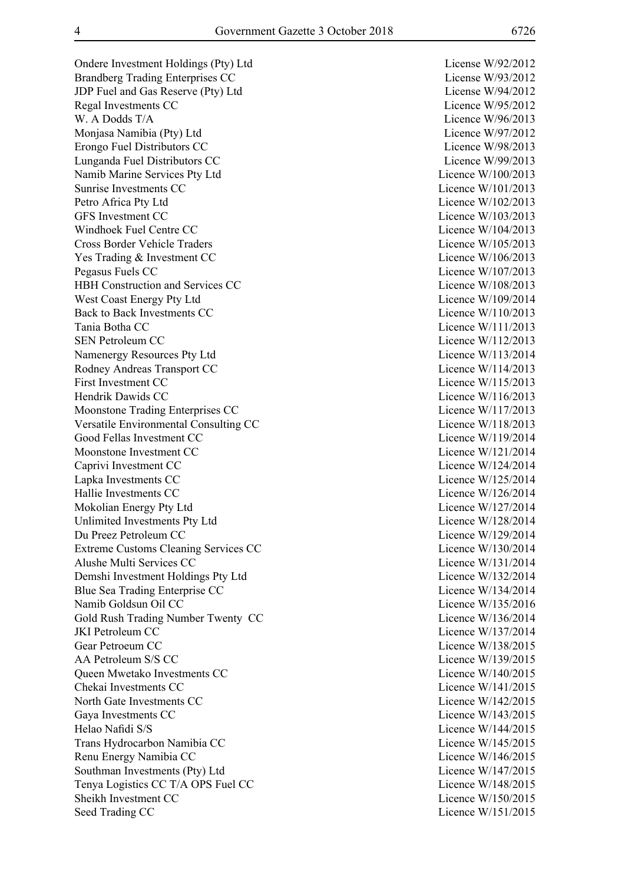| | |
|---|---|
| Ondere Investment Holdings (Pty) Ltd | License W/92/2012 |
| Brandberg Trading Enterprises CC | License W/93/2012 |
| JDP Fuel and Gas Reserve (Pty) Ltd | License W/94/2012 |
| Regal Investments CC | Licence W/95/2012 |
| W. A Dodds T/A | Licence W/96/2013 |
| Monjasa Namibia (Pty) Ltd | Licence W/97/2012 |
| Erongo Fuel Distributors CC | Licence W/98/2013 |
| Lunganda Fuel Distributors CC | Licence W/99/2013 |
| Namib Marine Services Pty Ltd | Licence W/100/2013 |
| Sunrise Investments CC | Licence W/101/2013 |
| Petro Africa Pty Ltd | Licence W/102/2013 |
| GFS Investment CC | Licence W/103/2013 |
| Windhoek Fuel Centre CC | Licence W/104/2013 |
| Cross Border Vehicle Traders | Licence W/105/2013 |
| Yes Trading & Investment CC | Licence W/106/2013 |
| Pegasus Fuels CC | Licence W/107/2013 |
| HBH Construction and Services CC | Licence W/108/2013 |
| West Coast Energy Pty Ltd | Licence W/109/2014 |
| Back to Back Investments CC | Licence W/110/2013 |
| Tania Botha CC | Licence W/111/2013 |
| SEN Petroleum CC | Licence W/112/2013 |
| Namenergy Resources Pty Ltd | Licence W/113/2014 |
| Rodney Andreas Transport CC | Licence W/114/2013 |
| First Investment CC | Licence W/115/2013 |
| Hendrik Dawids CC | Licence W/116/2013 |
| Moonstone Trading Enterprises CC | Licence W/117/2013 |
| Versatile Environmental Consulting CC | Licence W/118/2013 |
| Good Fellas Investment CC | Licence W/119/2014 |
| Moonstone Investment CC | Licence W/121/2014 |
| Caprivi Investment CC | Licence W/124/2014 |
| Lapka Investments CC | Licence W/125/2014 |
| Hallie Investments CC | Licence W/126/2014 |
| Mokolian Energy Pty Ltd | Licence W/127/2014 |
| Unlimited Investments Pty Ltd | Licence W/128/2014 |
| Du Preez Petroleum CC | Licence W/129/2014 |
| Extreme Customs Cleaning Services CC | Licence W/130/2014 |
| Alushe Multi Services CC | Licence W/131/2014 |
| Demshi Investment Holdings Pty Ltd | Licence W/132/2014 |
| Blue Sea Trading Enterprise CC | Licence W/134/2014 |
| Namib Goldsun Oil CC | Licence W/135/2016 |
| Gold Rush Trading Number Twenty CC | Licence W/136/2014 |
| JKI Petroleum CC | Licence W/137/2014 |
| Gear Petroeum CC | Licence W/138/2015 |
| AA Petroleum S/S CC | Licence W/139/2015 |
| Queen Mwetako Investments CC | Licence W/140/2015 |
| Chekai Investments CC | Licence W/141/2015 |
| North Gate Investments CC | Licence W/142/2015 |
| Gaya Investments CC | Licence W/143/2015 |
| Helao Nafidi S/S | Licence W/144/2015 |
| Trans Hydrocarbon Namibia CC | Licence W/145/2015 |
| Renu Energy Namibia CC | Licence W/146/2015 |
| Southman Investments (Pty) Ltd | Licence W/147/2015 |
| Tenya Logistics CC T/A OPS Fuel CC | Licence W/148/2015 |
| Sheikh Investment CC | Licence W/150/2015 |
| Seed Trading CC | Licence W/151/2015 |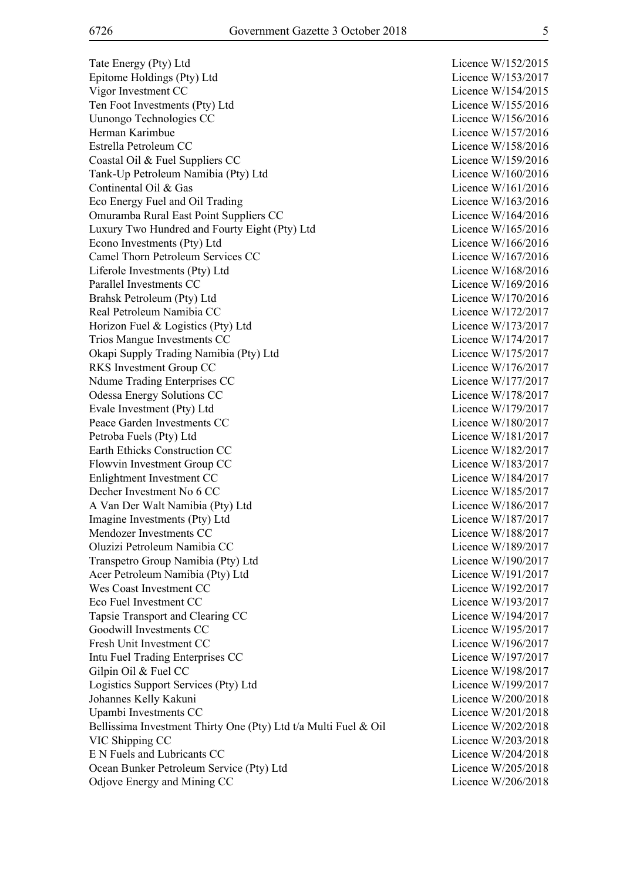| | |
|---|---|
| Tate Energy (Pty) Ltd | Licence W/152/2015 |
| Epitome Holdings (Pty) Ltd | Licence W/153/2017 |
| Vigor Investment CC | Licence W/154/2015 |
| Ten Foot Investments (Pty) Ltd | Licence W/155/2016 |
| Uunongo Technologies CC | Licence W/156/2016 |
| Herman Karimbue | Licence W/157/2016 |
| Estrella Petroleum CC | Licence W/158/2016 |
| Coastal Oil & Fuel Suppliers CC | Licence W/159/2016 |
| Tank-Up Petroleum Namibia (Pty) Ltd | Licence W/160/2016 |
| Continental Oil & Gas | Licence W/161/2016 |
| Eco Energy Fuel and Oil Trading | Licence W/163/2016 |
| Omuramba Rural East Point Suppliers CC | Licence W/164/2016 |
| Luxury Two Hundred and Fourty Eight (Pty) Ltd | Licence W/165/2016 |
| Econo Investments (Pty) Ltd | Licence W/166/2016 |
| Camel Thorn Petroleum Services CC | Licence W/167/2016 |
| Liferole Investments (Pty) Ltd | Licence W/168/2016 |
| Parallel Investments CC | Licence W/169/2016 |
| Brahsk Petroleum (Pty) Ltd | Licence W/170/2016 |
| Real Petroleum Namibia CC | Licence W/172/2017 |
| Horizon Fuel & Logistics (Pty) Ltd | Licence W/173/2017 |
| Trios Mangue Investments CC | Licence W/174/2017 |
| Okapi Supply Trading Namibia (Pty) Ltd | Licence W/175/2017 |
| RKS Investment Group CC | Licence W/176/2017 |
| Ndume Trading Enterprises CC | Licence W/177/2017 |
| Odessa Energy Solutions CC | Licence W/178/2017 |
| Evale Investment (Pty) Ltd | Licence W/179/2017 |
| Peace Garden Investments CC | Licence W/180/2017 |
| Petroba Fuels (Pty) Ltd | Licence W/181/2017 |
| Earth Ethicks Construction CC | Licence W/182/2017 |
| Flowvin Investment Group CC | Licence W/183/2017 |
| Enlightment Investment CC | Licence W/184/2017 |
| Decher Investment No 6 CC | Licence W/185/2017 |
| A Van Der Walt Namibia (Pty) Ltd | Licence W/186/2017 |
| Imagine Investments (Pty) Ltd | Licence W/187/2017 |
| Mendozer Investments CC | Licence W/188/2017 |
| Oluzizi Petroleum Namibia CC | Licence W/189/2017 |
| Transpetro Group Namibia (Pty) Ltd | Licence W/190/2017 |
| Acer Petroleum Namibia (Pty) Ltd | Licence W/191/2017 |
| Wes Coast Investment CC | Licence W/192/2017 |
| Eco Fuel Investment CC | Licence W/193/2017 |
| Tapsie Transport and Clearing CC | Licence W/194/2017 |
| Goodwill Investments CC | Licence W/195/2017 |
| Fresh Unit Investment CC | Licence W/196/2017 |
| Intu Fuel Trading Enterprises CC | Licence W/197/2017 |
| Gilpin Oil & Fuel CC | Licence W/198/2017 |
| Logistics Support Services (Pty) Ltd | Licence W/199/2017 |
| Johannes Kelly Kakuni | Licence W/200/2018 |
| Upambi Investments CC | Licence W/201/2018 |
| Bellissima Investment Thirty One (Pty) Ltd t/a Multi Fuel & Oil | Licence W/202/2018 |
| VIC Shipping CC | Licence W/203/2018 |
| E N Fuels and Lubricants CC | Licence W/204/2018 |
| Ocean Bunker Petroleum Service (Pty) Ltd | Licence W/205/2018 |
| Odjove Energy and Mining CC | Licence W/206/2018 |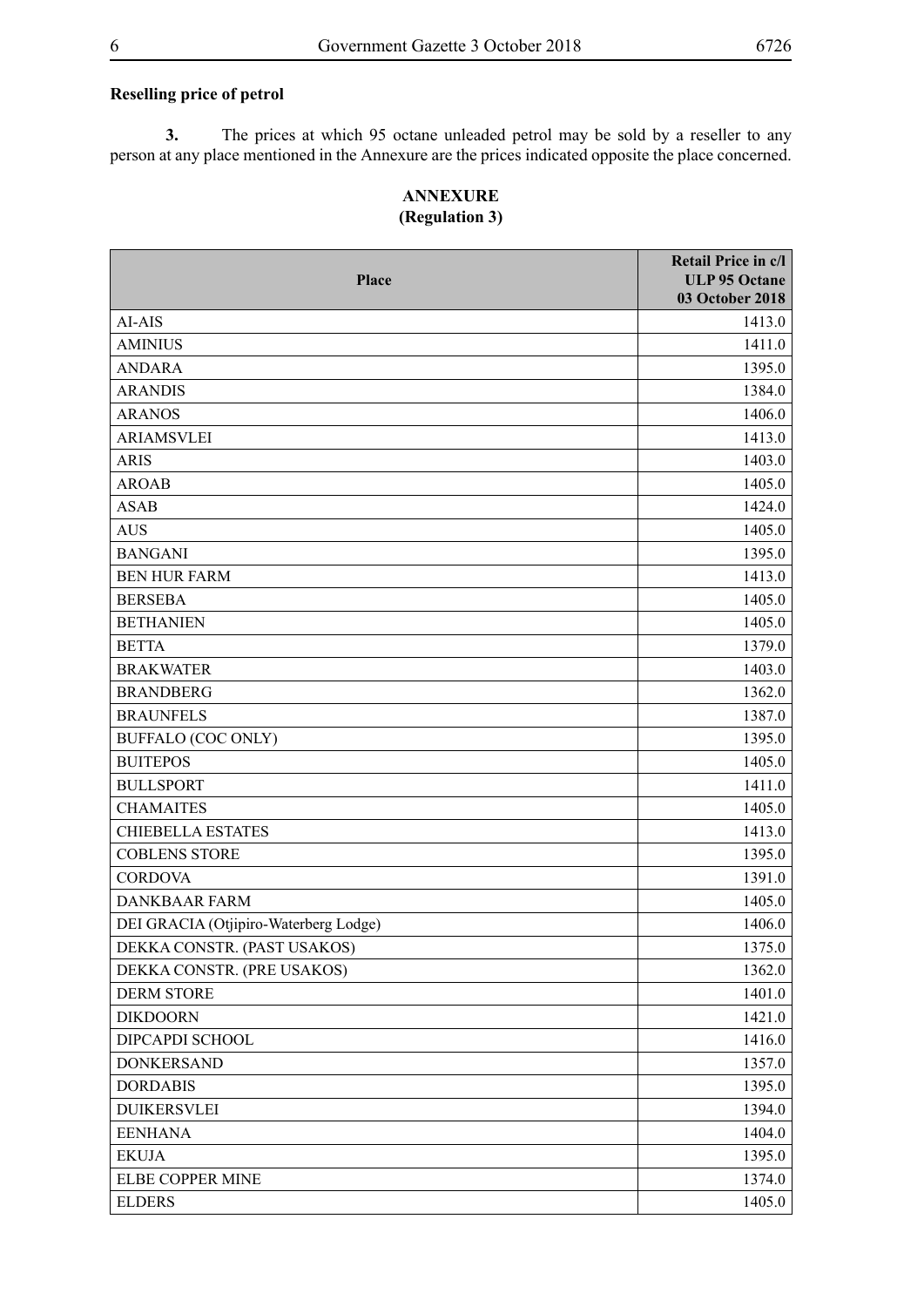**Reselling price of petrol**

**3.** The prices at which 95 octane unleaded petrol may be sold by a reseller to any person at any place mentioned in the Annexure are the prices indicated opposite the place concerned.

**ANNEXURE**
**(Regulation 3)**

| Place | Retail Price in c/l ULP 95 Octane 03 October 2018 |
|---|---|
| AI-AIS | 1413.0 |
| AMINIUS | 1411.0 |
| ANDARA | 1395.0 |
| ARANDIS | 1384.0 |
| ARANOS | 1406.0 |
| ARIAMSVLEI | 1413.0 |
| ARIS | 1403.0 |
| AROAB | 1405.0 |
| ASAB | 1424.0 |
| AUS | 1405.0 |
| BANGANI | 1395.0 |
| BEN HUR FARM | 1413.0 |
| BERSEBA | 1405.0 |
| BETHANIEN | 1405.0 |
| BETTA | 1379.0 |
| BRAKWATER | 1403.0 |
| BRANDBERG | 1362.0 |
| BRAUNFELS | 1387.0 |
| BUFFALO (COC ONLY) | 1395.0 |
| BUITEPOS | 1405.0 |
| BULLSPORT | 1411.0 |
| CHAMAITES | 1405.0 |
| CHIEBELLA ESTATES | 1413.0 |
| COBLENS STORE | 1395.0 |
| CORDOVA | 1391.0 |
| DANKBAAR FARM | 1405.0 |
| DEI GRACIA (Otjipiro-Waterberg Lodge) | 1406.0 |
| DEKKA CONSTR. (PAST USAKOS) | 1375.0 |
| DEKKA CONSTR. (PRE USAKOS) | 1362.0 |
| DERM STORE | 1401.0 |
| DIKDOORN | 1421.0 |
| DIPCAPDI SCHOOL | 1416.0 |
| DONKERSAND | 1357.0 |
| DORDABIS | 1395.0 |
| DUIKERSVLEI | 1394.0 |
| EENHANA | 1404.0 |
| EKUJA | 1395.0 |
| ELBE COPPER MINE | 1374.0 |
| ELDERS | 1405.0 |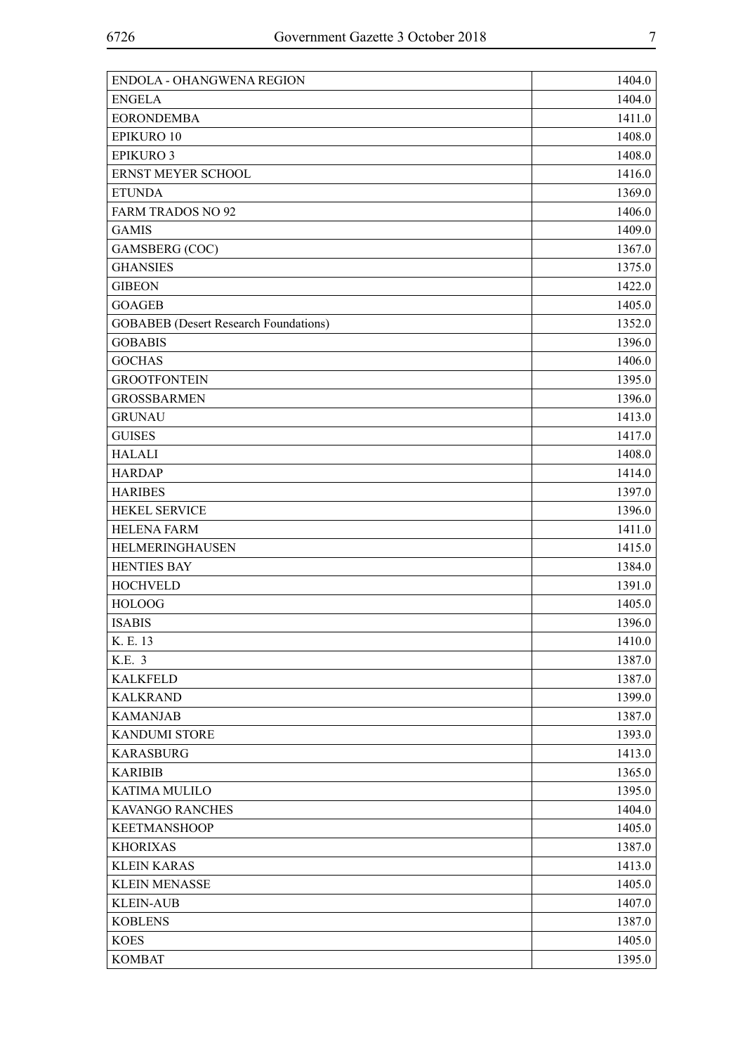| | |
|---|---|
| ENDOLA - OHANGWENA REGION | 1404.0 |
| ENGELA | 1404.0 |
| EORONDEMBA | 1411.0 |
| EPIKURO 10 | 1408.0 |
| EPIKURO 3 | 1408.0 |
| ERNST MEYER SCHOOL | 1416.0 |
| ETUNDA | 1369.0 |
| FARM TRADOS NO 92 | 1406.0 |
| GAMIS | 1409.0 |
| GAMSBERG (COC) | 1367.0 |
| GHANSIES | 1375.0 |
| GIBEON | 1422.0 |
| GOAGEB | 1405.0 |
| GOBABEB (Desert Research Foundations) | 1352.0 |
| GOBABIS | 1396.0 |
| GOCHAS | 1406.0 |
| GROOTFONTEIN | 1395.0 |
| GROSSBARMEN | 1396.0 |
| GRUNAU | 1413.0 |
| GUISES | 1417.0 |
| HALALI | 1408.0 |
| HARDAP | 1414.0 |
| HARIBES | 1397.0 |
| HEKEL SERVICE | 1396.0 |
| HELENA FARM | 1411.0 |
| HELMERINGHAUSEN | 1415.0 |
| HENTIES BAY | 1384.0 |
| HOCHVELD | 1391.0 |
| HOLOOG | 1405.0 |
| ISABIS | 1396.0 |
| K. E. 13 | 1410.0 |
| K.E. 3 | 1387.0 |
| KALKFELD | 1387.0 |
| KALKRAND | 1399.0 |
| KAMANJAB | 1387.0 |
| KANDUMI STORE | 1393.0 |
| KARASBURG | 1413.0 |
| KARIBIB | 1365.0 |
| KATIMA MULILO | 1395.0 |
| KAVANGO RANCHES | 1404.0 |
| KEETMANSHOOP | 1405.0 |
| KHORIXAS | 1387.0 |
| KLEIN KARAS | 1413.0 |
| KLEIN MENASSE | 1405.0 |
| KLEIN-AUB | 1407.0 |
| KOBLENS | 1387.0 |
| KOES | 1405.0 |
| KOMBAT | 1395.0 |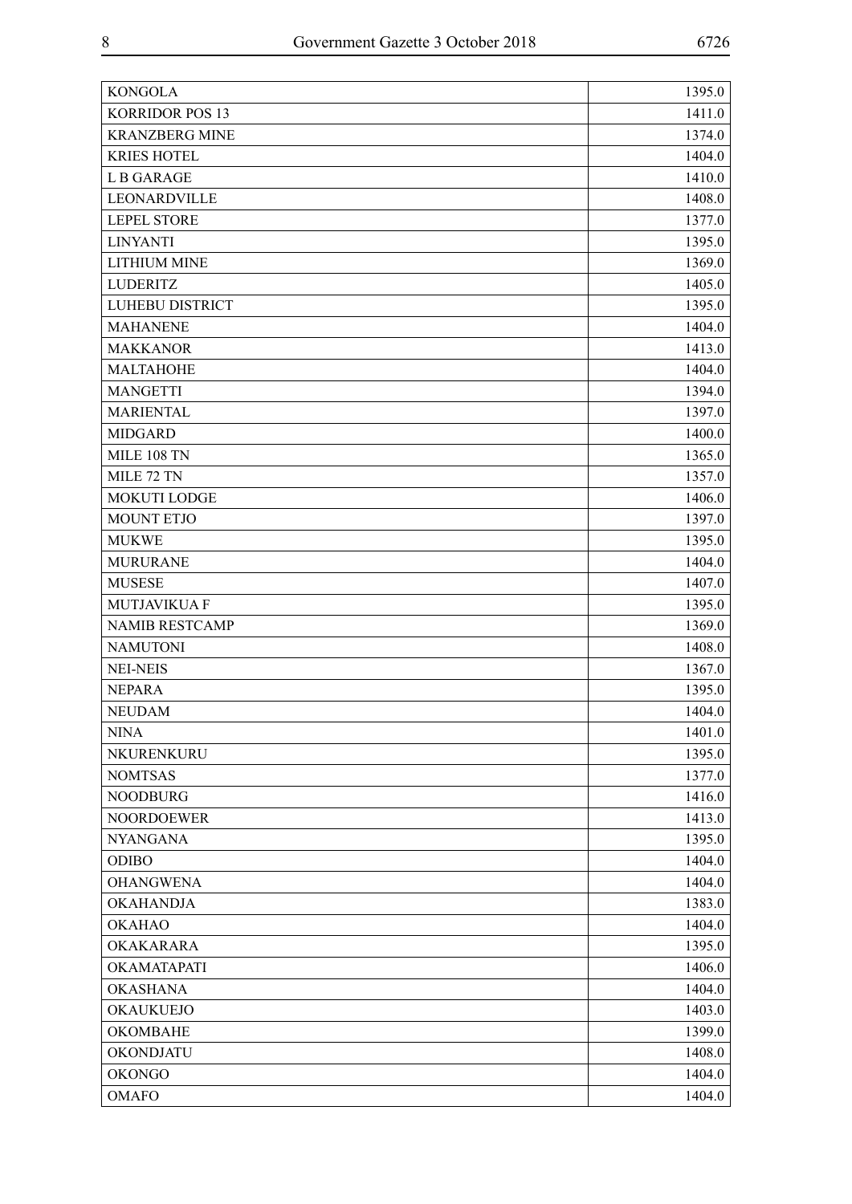| | |
|---|---|
| KONGOLA | 1395.0 |
| KORRIDOR POS 13 | 1411.0 |
| KRANZBERG MINE | 1374.0 |
| KRIES HOTEL | 1404.0 |
| L B GARAGE | 1410.0 |
| LEONARDVILLE | 1408.0 |
| LEPEL STORE | 1377.0 |
| LINYANTI | 1395.0 |
| LITHIUM MINE | 1369.0 |
| LUDERITZ | 1405.0 |
| LUHEBU DISTRICT | 1395.0 |
| MAHANENE | 1404.0 |
| MAKKANOR | 1413.0 |
| MALTAHOHE | 1404.0 |
| MANGETTI | 1394.0 |
| MARIENTAL | 1397.0 |
| MIDGARD | 1400.0 |
| MILE 108 TN | 1365.0 |
| MILE 72 TN | 1357.0 |
| MOKUTI LODGE | 1406.0 |
| MOUNT ETJO | 1397.0 |
| MUKWE | 1395.0 |
| MURURANE | 1404.0 |
| MUSESE | 1407.0 |
| MUTJAVIKUA F | 1395.0 |
| NAMIB RESTCAMP | 1369.0 |
| NAMUTONI | 1408.0 |
| NEI-NEIS | 1367.0 |
| NEPARA | 1395.0 |
| NEUDAM | 1404.0 |
| NINA | 1401.0 |
| NKURENKURU | 1395.0 |
| NOMTSAS | 1377.0 |
| NOODBURG | 1416.0 |
| NOORDOEWER | 1413.0 |
| NYANGANA | 1395.0 |
| ODIBO | 1404.0 |
| OHANGWENA | 1404.0 |
| OKAHANDJA | 1383.0 |
| OKAHAO | 1404.0 |
| OKAKARARA | 1395.0 |
| OKAMATAPATI | 1406.0 |
| OKASHANA | 1404.0 |
| OKAUKUEJO | 1403.0 |
| OKOMBAHE | 1399.0 |
| OKONDJATU | 1408.0 |
| OKONGO | 1404.0 |
| OMAFO | 1404.0 |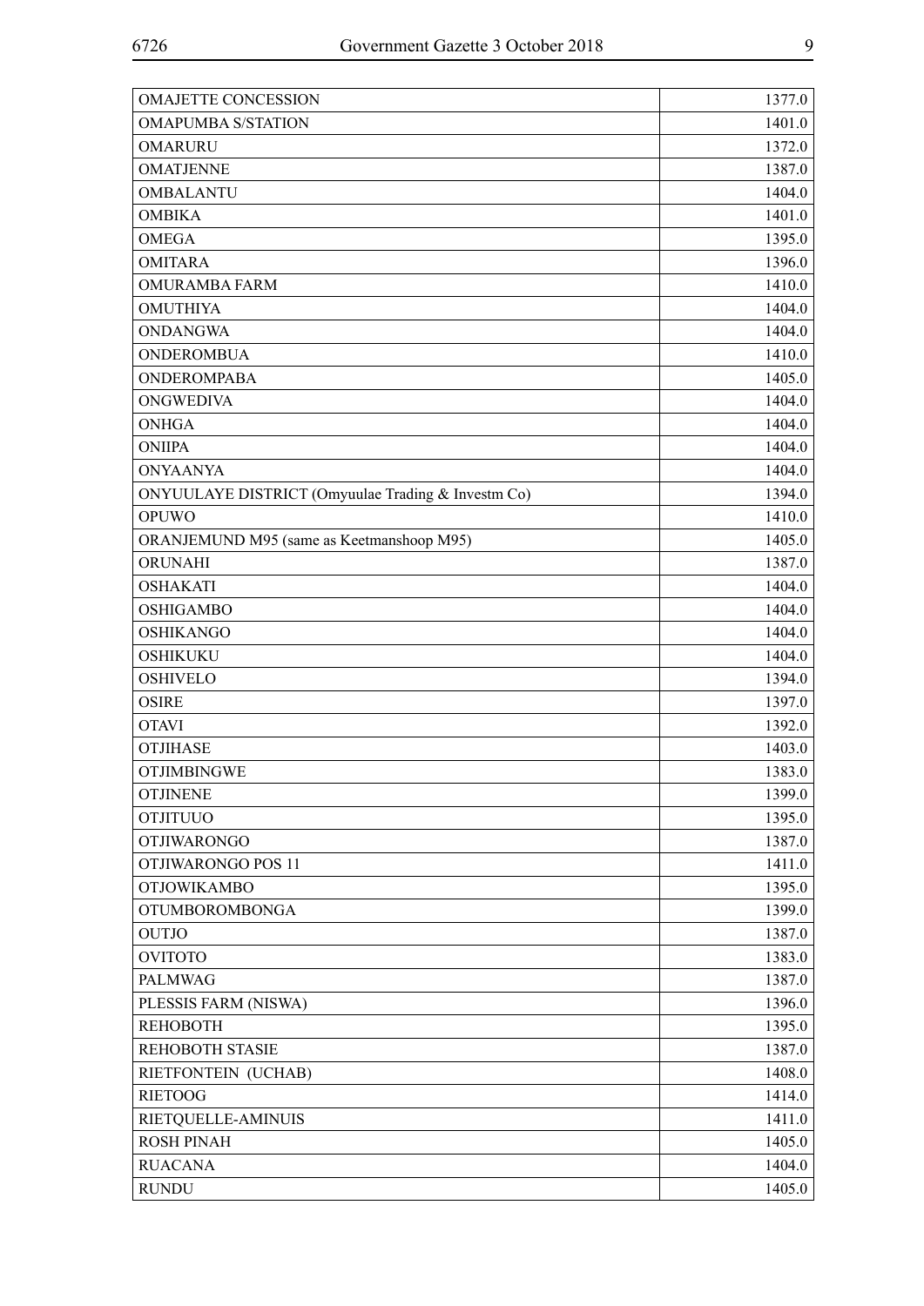| | |
|---|---|
| OMAJETTE CONCESSION | 1377.0 |
| OMAPUMBA S/STATION | 1401.0 |
| OMARURU | 1372.0 |
| OMATJENNE | 1387.0 |
| OMBALANTU | 1404.0 |
| OMBIKA | 1401.0 |
| OMEGA | 1395.0 |
| OMITARA | 1396.0 |
| OMURAMBA FARM | 1410.0 |
| OMUTHIYA | 1404.0 |
| ONDANGWA | 1404.0 |
| ONDEROMBUA | 1410.0 |
| ONDEROMPABA | 1405.0 |
| ONGWEDIVA | 1404.0 |
| ONHGA | 1404.0 |
| ONIIPA | 1404.0 |
| ONYAANYA | 1404.0 |
| ONYUULAYE DISTRICT (Omyuulae Trading & Investm Co) | 1394.0 |
| OPUWO | 1410.0 |
| ORANJEMUND M95 (same as Keetmanshoop M95) | 1405.0 |
| ORUNAHI | 1387.0 |
| OSHAKATI | 1404.0 |
| OSHIGAMBO | 1404.0 |
| OSHIKANGO | 1404.0 |
| OSHIKUKU | 1404.0 |
| OSHIVELO | 1394.0 |
| OSIRE | 1397.0 |
| OTAVI | 1392.0 |
| OTJIHASE | 1403.0 |
| OTJIMBINGWE | 1383.0 |
| OTJINENE | 1399.0 |
| OTJITUUO | 1395.0 |
| OTJIWARONGO | 1387.0 |
| OTJIWARONGO POS 11 | 1411.0 |
| OTJOWIKAMBO | 1395.0 |
| OTUMBOROMBONGA | 1399.0 |
| OUTJO | 1387.0 |
| OVITOTO | 1383.0 |
| PALMWAG | 1387.0 |
| PLESSIS FARM (NISWA) | 1396.0 |
| REHOBOTH | 1395.0 |
| REHOBOTH STASIE | 1387.0 |
| RIETFONTEIN (UCHAB) | 1408.0 |
| RIETOOG | 1414.0 |
| RIETQUELLE-AMINUIS | 1411.0 |
| ROSH PINAH | 1405.0 |
| RUACANA | 1404.0 |
| RUNDU | 1405.0 |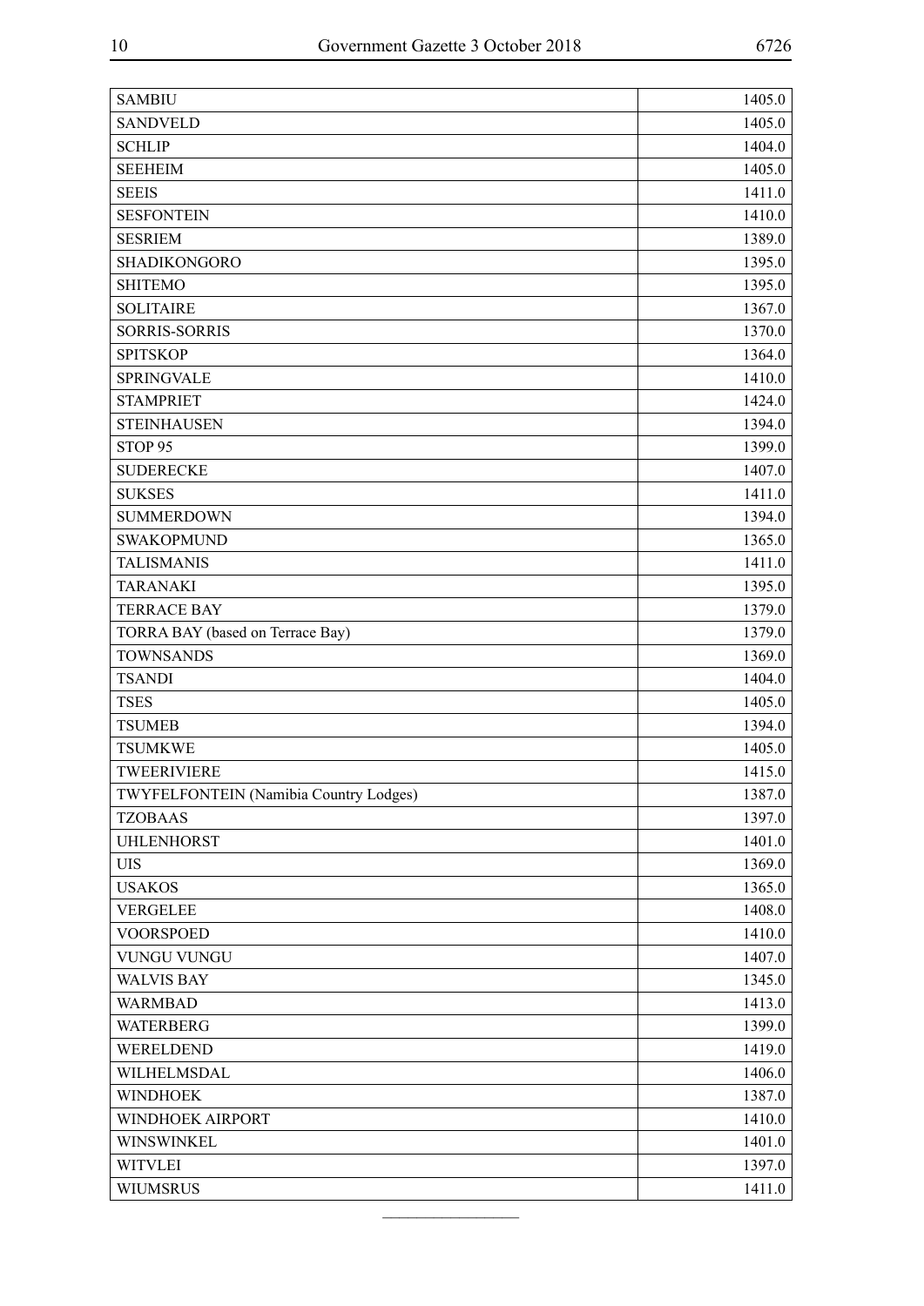| | |
|---|---|
| SAMBIU | 1405.0 |
| SANDVELD | 1405.0 |
| SCHLIP | 1404.0 |
| SEEHEIM | 1405.0 |
| SEEIS | 1411.0 |
| SESFONTEIN | 1410.0 |
| SESRIEM | 1389.0 |
| SHADIKONGORO | 1395.0 |
| SHITEMO | 1395.0 |
| SOLITAIRE | 1367.0 |
| SORRIS-SORRIS | 1370.0 |
| SPITSKOP | 1364.0 |
| SPRINGVALE | 1410.0 |
| STAMPRIET | 1424.0 |
| STEINHAUSEN | 1394.0 |
| STOP 95 | 1399.0 |
| SUDERECKE | 1407.0 |
| SUKSES | 1411.0 |
| SUMMERDOWN | 1394.0 |
| SWAKOPMUND | 1365.0 |
| TALISMANIS | 1411.0 |
| TARANAKI | 1395.0 |
| TERRACE BAY | 1379.0 |
| TORRA BAY (based on Terrace Bay) | 1379.0 |
| TOWNSANDS | 1369.0 |
| TSANDI | 1404.0 |
| TSES | 1405.0 |
| TSUMEB | 1394.0 |
| TSUMKWE | 1405.0 |
| TWEERIVIERE | 1415.0 |
| TWYFELFONTEIN (Namibia Country Lodges) | 1387.0 |
| TZOBAAS | 1397.0 |
| UHLENHORST | 1401.0 |
| UIS | 1369.0 |
| USAKOS | 1365.0 |
| VERGELEE | 1408.0 |
| VOORSPOED | 1410.0 |
| VUNGU VUNGU | 1407.0 |
| WALVIS BAY | 1345.0 |
| WARMBAD | 1413.0 |
| WATERBERG | 1399.0 |
| WERELDEND | 1419.0 |
| WILHELMSDAL | 1406.0 |
| WINDHOEK | 1387.0 |
| WINDHOEK AIRPORT | 1410.0 |
| WINSWINKEL | 1401.0 |
| WITVLEI | 1397.0 |
| WIUMSRUS | 1411.0 |